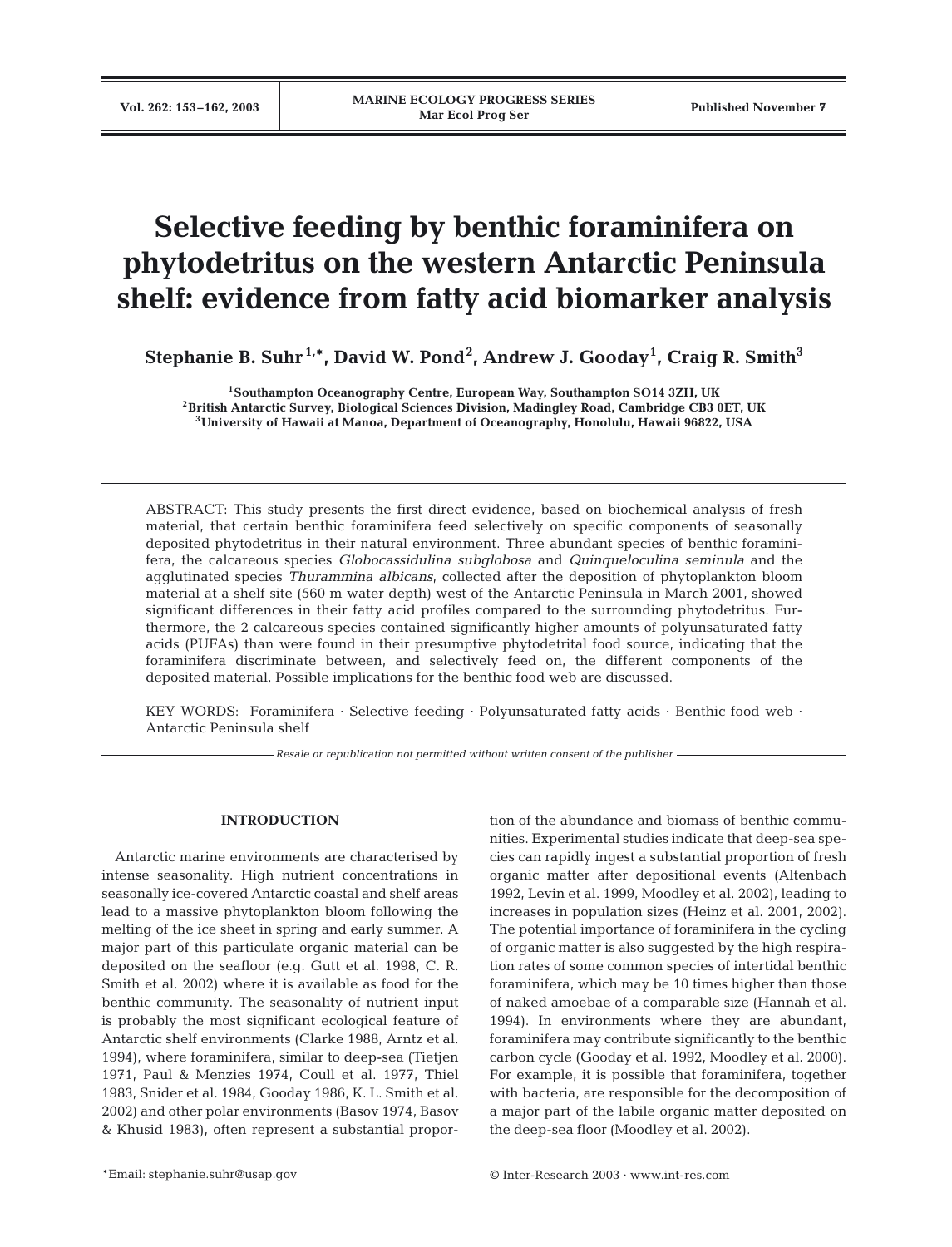# Selective feeding by benthic foraminifera on phytodetritus on the western Antarctic Peninsula shelf: evidence from fatty acid biomarker analysis

**Stephanie B. Suhr[1,*], David W. Pond[2], Andrew J. Gooday[1], Craig R. Smith[3]**

[1]Southampton Oceanography Centre, European Way, Southampton SO14 3ZH, UK
[2]British Antarctic Survey, Biological Sciences Division, Madingley Road, Cambridge CB3 0ET, UK
[3]University of Hawaii at Manoa, Department of Oceanography, Honolulu, Hawaii 96822, USA

ABSTRACT: This study presents the first direct evidence, based on biochemical analysis of fresh material, that certain benthic foraminifera feed selectively on specific components of seasonally deposited phytodetritus in their natural environment. Three abundant species of benthic foraminifera, the calcareous species *Globocassidulina subglobosa* and *Quinqueloculina seminula* and the agglutinated species *Thurammina albicans*, collected after the deposition of phytoplankton bloom material at a shelf site (560 m water depth) west of the Antarctic Peninsula in March 2001, showed significant differences in their fatty acid profiles compared to the surrounding phytodetritus. Furthermore, the 2 calcareous species contained significantly higher amounts of polyunsaturated fatty acids (PUFAs) than were found in their presumptive phytodetrital food source, indicating that the foraminifera discriminate between, and selectively feed on, the different components of the deposited material. Possible implications for the benthic food web are discussed.

KEY WORDS: Foraminifera · Selective feeding · Polyunsaturated fatty acids · Benthic food web · Antarctic Peninsula shelf

*Resale or republication not permitted without written consent of the publisher*

## INTRODUCTION

Antarctic marine environments are characterised by intense seasonality. High nutrient concentrations in seasonally ice-covered Antarctic coastal and shelf areas lead to a massive phytoplankton bloom following the melting of the ice sheet in spring and early summer. A major part of this particulate organic material can be deposited on the seafloor (e.g. Gutt et al. 1998, C. R. Smith et al. 2002) where it is available as food for the benthic community. The seasonality of nutrient input is probably the most significant ecological feature of Antarctic shelf environments (Clarke 1988, Arntz et al. 1994), where foraminifera, similar to deep-sea (Tietjen 1971, Paul & Menzies 1974, Coull et al. 1977, Thiel 1983, Snider et al. 1984, Gooday 1986, K. L. Smith et al. 2002) and other polar environments (Basov 1974, Basov & Khusid 1983), often represent a substantial proportion of the abundance and biomass of benthic communities. Experimental studies indicate that deep-sea species can rapidly ingest a substantial proportion of fresh organic matter after depositional events (Altenbach 1992, Levin et al. 1999, Moodley et al. 2002), leading to increases in population sizes (Heinz et al. 2001, 2002). The potential importance of foraminifera in the cycling of organic matter is also suggested by the high respiration rates of some common species of intertidal benthic foraminifera, which may be 10 times higher than those of naked amoebae of a comparable size (Hannah et al. 1994). In environments where they are abundant, foraminifera may contribute significantly to the benthic carbon cycle (Gooday et al. 1992, Moodley et al. 2000). For example, it is possible that foraminifera, together with bacteria, are responsible for the decomposition of a major part of the labile organic matter deposited on the deep-sea floor (Moodley et al. 2002).

*Email: stephanie.suhr@usap.gov

© Inter-Research 2003 · www.int-res.com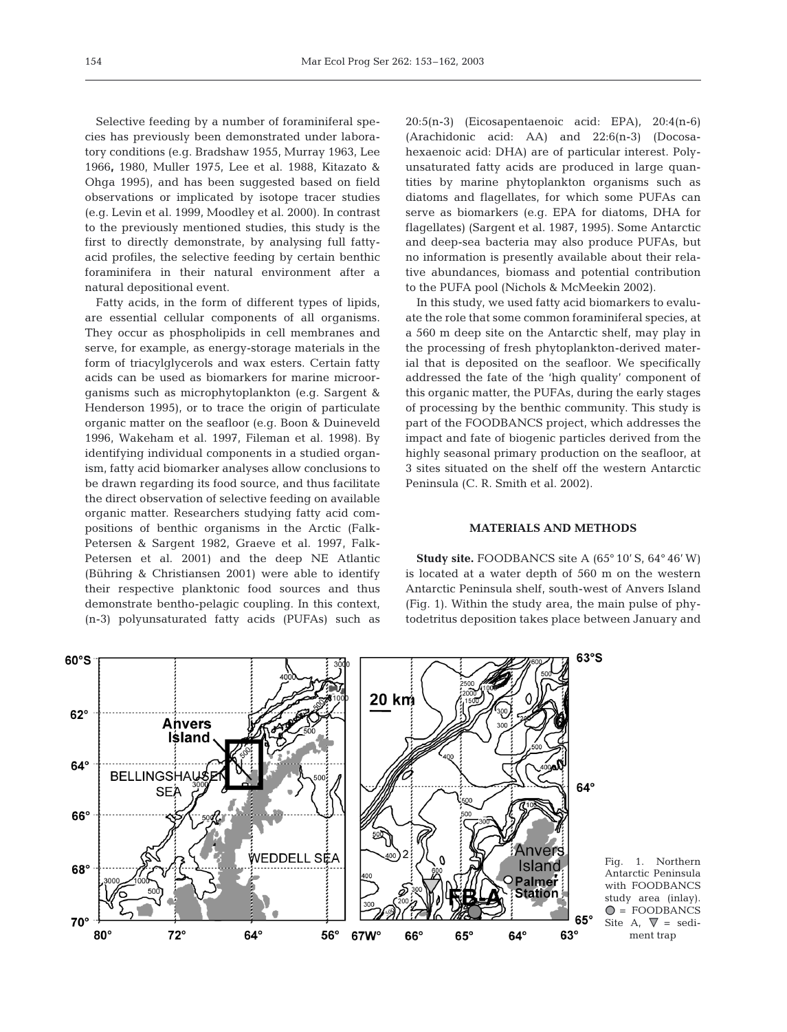Selective feeding by a number of foraminiferal species has previously been demonstrated under laboratory conditions (e.g. Bradshaw 1955, Murray 1963, Lee 1966, 1980, Muller 1975, Lee et al. 1988, Kitazato & Ohga 1995), and has been suggested based on field observations or implicated by isotope tracer studies (e.g. Levin et al. 1999, Moodley et al. 2000). In contrast to the previously mentioned studies, this study is the first to directly demonstrate, by analysing full fatty-acid profiles, the selective feeding by certain benthic foraminifera in their natural environment after a natural depositional event.

Fatty acids, in the form of different types of lipids, are essential cellular components of all organisms. They occur as phospholipids in cell membranes and serve, for example, as energy-storage materials in the form of triacylglycerols and wax esters. Certain fatty acids can be used as biomarkers for marine microorganisms such as microphytoplankton (e.g. Sargent & Henderson 1995), or to trace the origin of particulate organic matter on the seafloor (e.g. Boon & Duineveld 1996, Wakeham et al. 1997, Fileman et al. 1998). By identifying individual components in a studied organism, fatty acid biomarker analyses allow conclusions to be drawn regarding its food source, and thus facilitate the direct observation of selective feeding on available organic matter. Researchers studying fatty acid compositions of benthic organisms in the Arctic (Falk-Petersen & Sargent 1982, Graeve et al. 1997, Falk-Petersen et al. 2001) and the deep NE Atlantic (Bühring & Christiansen 2001) were able to identify their respective planktonic food sources and thus demonstrate bentho-pelagic coupling. In this context, (n-3) polyunsaturated fatty acids (PUFAs) such as 20:5(n-3) (Eicosapentaenoic acid: EPA), 20:4(n-6) (Arachidonic acid: AA) and 22:6(n-3) (Docosahexaenoic acid: DHA) are of particular interest. Polyunsaturated fatty acids are produced in large quantities by marine phytoplankton organisms such as diatoms and flagellates, for which some PUFAs can serve as biomarkers (e.g. EPA for diatoms, DHA for flagellates) (Sargent et al. 1987, 1995). Some Antarctic and deep-sea bacteria may also produce PUFAs, but no information is presently available about their relative abundances, biomass and potential contribution to the PUFA pool (Nichols & McMeekin 2002).

In this study, we used fatty acid biomarkers to evaluate the role that some common foraminiferal species, at a 560 m deep site on the Antarctic shelf, may play in the processing of fresh phytoplankton-derived material that is deposited on the seafloor. We specifically addressed the fate of the 'high quality' component of this organic matter, the PUFAs, during the early stages of processing by the benthic community. This study is part of the FOODBANCS project, which addresses the impact and fate of biogenic particles derived from the highly seasonal primary production on the seafloor, at 3 sites situated on the shelf off the western Antarctic Peninsula (C. R. Smith et al. 2002).

## MATERIALS AND METHODS

**Study site.** FOODBANCS site A (65° 10′ S, 64° 46′ W) is located at a water depth of 560 m on the western Antarctic Peninsula shelf, south-west of Anvers Island (Fig. 1). Within the study area, the main pulse of phytodetritus deposition takes place between January and

Fig. 1. Northern Antarctic Peninsula with FOODBANCS study area (inlay). ○ = FOODBANCS Site A, ▽ = sediment trap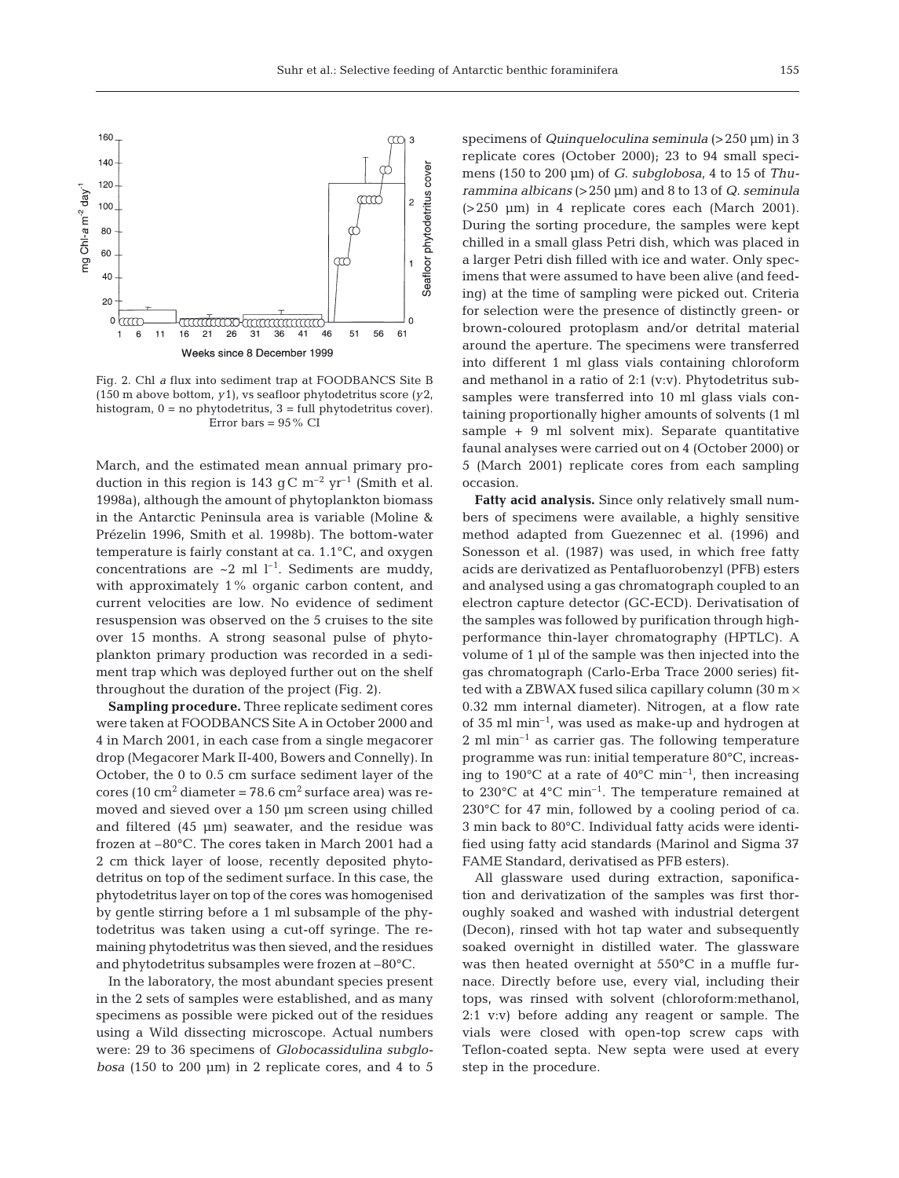Fig. 2. Chl *a* flux into sediment trap at FOODBANCS Site B (150 m above bottom, *y*1), vs seafloor phytodetritus score (*y*2, histogram, 0 = no phytodetritus, 3 = full phytodetritus cover). Error bars = 95% CI

March, and the estimated mean annual primary production in this region is 143 g C $m^{-2}$ $yr^{-1}$ (Smith et al. 1998a), although the amount of phytoplankton biomass in the Antarctic Peninsula area is variable (Moline & Prézelin 1996, Smith et al. 1998b). The bottom-water temperature is fairly constant at ca. 1.1°C, and oxygen concentrations are ~2 ml $l^{-1}$. Sediments are muddy, with approximately 1% organic carbon content, and current velocities are low. No evidence of sediment resuspension was observed on the 5 cruises to the site over 15 months. A strong seasonal pulse of phytoplankton primary production was recorded in a sediment trap which was deployed further out on the shelf throughout the duration of the project (Fig. 2).

**Sampling procedure.** Three replicate sediment cores were taken at FOODBANCS Site A in October 2000 and 4 in March 2001, in each case from a single megacorer drop (Megacorer Mark II-400, Bowers and Connelly). In October, the 0 to 0.5 cm surface sediment layer of the cores (10 $cm^2$ diameter = 78.6 $cm^2$ surface area) was removed and sieved over a 150 µm screen using chilled and filtered (45 µm) seawater, and the residue was frozen at –80°C. The cores taken in March 2001 had a 2 cm thick layer of loose, recently deposited phytodetritus on top of the sediment surface. In this case, the phytodetritus layer on top of the cores was homogenised by gentle stirring before a 1 ml subsample of the phytodetritus was taken using a cut-off syringe. The remaining phytodetritus was then sieved, and the residues and phytodetritus subsamples were frozen at –80°C.

In the laboratory, the most abundant species present in the 2 sets of samples were established, and as many specimens as possible were picked out of the residues using a Wild dissecting microscope. Actual numbers were: 29 to 36 specimens of *Globocassidulina subglobosa* (150 to 200 µm) in 2 replicate cores, and 4 to 5 specimens of *Quinqueloculina seminula* (>250 µm) in 3 replicate cores (October 2000); 23 to 94 small specimens (150 to 200 µm) of *G. subglobosa*, 4 to 15 of *Thurammina albicans* (>250 µm) and 8 to 13 of *Q. seminula* (>250 µm) in 4 replicate cores each (March 2001). During the sorting procedure, the samples were kept chilled in a small glass Petri dish, which was placed in a larger Petri dish filled with ice and water. Only specimens that were assumed to have been alive (and feeding) at the time of sampling were picked out. Criteria for selection were the presence of distinctly green- or brown-coloured protoplasm and/or detrital material around the aperture. The specimens were transferred into different 1 ml glass vials containing chloroform and methanol in a ratio of 2:1 (v:v). Phytodetritus subsamples were transferred into 10 ml glass vials containing proportionally higher amounts of solvents (1 ml sample + 9 ml solvent mix). Separate quantitative faunal analyses were carried out on 4 (October 2000) or 5 (March 2001) replicate cores from each sampling occasion.

**Fatty acid analysis.** Since only relatively small numbers of specimens were available, a highly sensitive method adapted from Guezennec et al. (1996) and Sonesson et al. (1987) was used, in which free fatty acids are derivatized as Pentafluorobenzyl (PFB) esters and analysed using a gas chromatograph coupled to an electron capture detector (GC-ECD). Derivatisation of the samples was followed by purification through high-performance thin-layer chromatography (HPTLC). A volume of 1 µl of the sample was then injected into the gas chromatograph (Carlo-Erba Trace 2000 series) fitted with a ZBWAX fused silica capillary column (30 m × 0.32 mm internal diameter). Nitrogen, at a flow rate of 35 ml $min^{-1}$, was used as make-up and hydrogen at 2 ml $min^{-1}$ as carrier gas. The following temperature programme was run: initial temperature 80°C, increasing to 190°C at a rate of 40°C $min^{-1}$, then increasing to 230°C at 4°C $min^{-1}$. The temperature remained at 230°C for 47 min, followed by a cooling period of ca. 3 min back to 80°C. Individual fatty acids were identified using fatty acid standards (Marinol and Sigma 37 FAME Standard, derivatised as PFB esters).

All glassware used during extraction, saponification and derivatization of the samples was first thoroughly soaked and washed with industrial detergent (Decon), rinsed with hot tap water and subsequently soaked overnight in distilled water. The glassware was then heated overnight at 550°C in a muffle furnace. Directly before use, every vial, including their tops, was rinsed with solvent (chloroform:methanol, 2:1 v:v) before adding any reagent or sample. The vials were closed with open-top screw caps with Teflon-coated septa. New septa were used at every step in the procedure.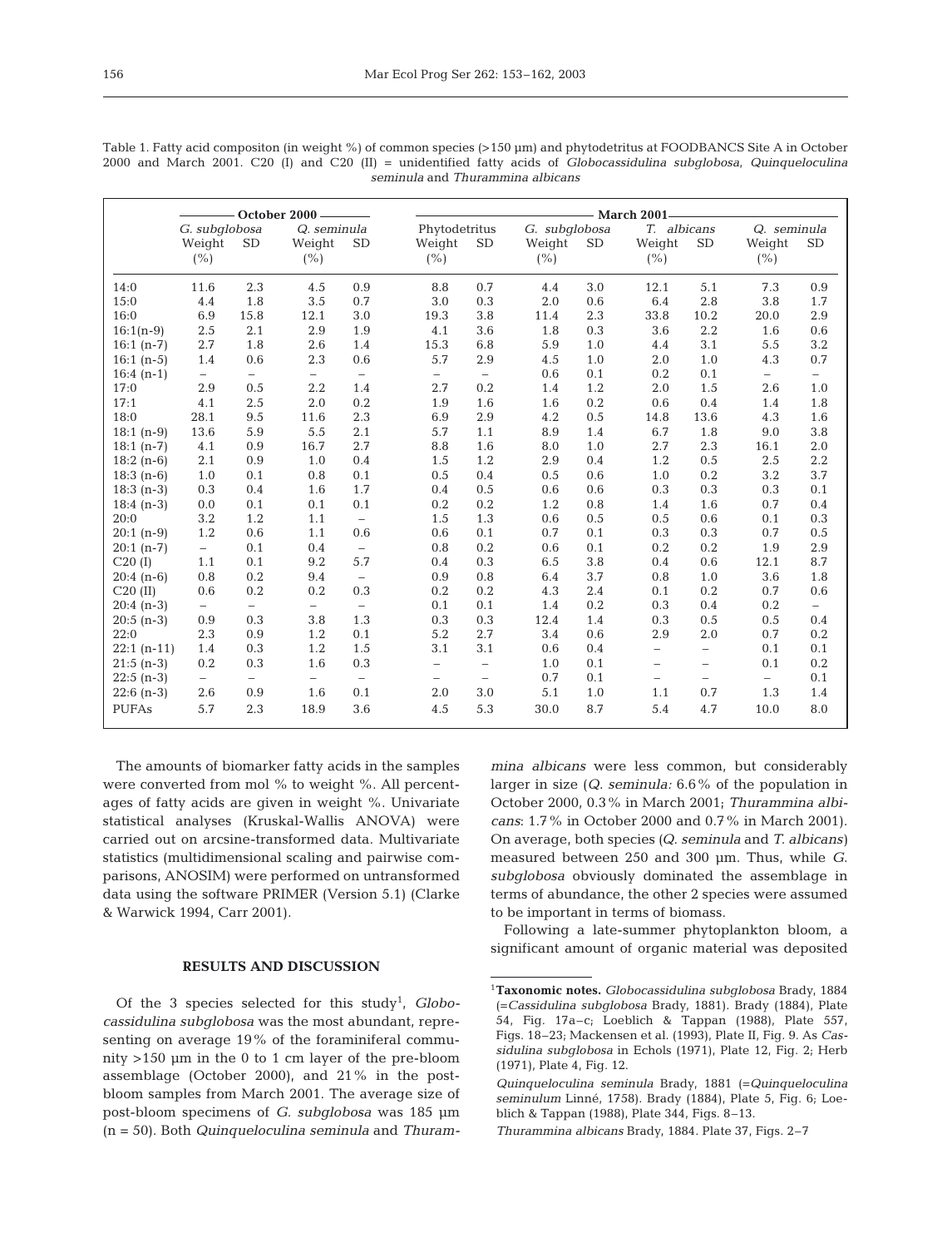Table 1. Fatty acid compositon (in weight %) of common species (>150 µm) and phytodetritus at FOODBANCS Site A in October 2000 and March 2001. C20 (I) and C20 (II) = unidentified fatty acids of *Globocassidulina subglobosa*, *Quinqueloculina seminula* and *Thurammina albicans*

| | October 2000 | | | | March 2001 | | | | | | | |
|---|---|---|---|---|---|---|---|---|---|---|---|---|
| | *G. subglobosa* | | *Q. seminula* | | Phytodetritus | | *G. subglobosa* | | *T. albicans* | | *Q. seminula* | |
| | Weight (%) | SD | Weight (%) | SD | Weight (%) | SD | Weight (%) | SD | Weight (%) | SD | Weight (%) | SD |
| 14:0 | 11.6 | 2.3 | 4.5 | 0.9 | 8.8 | 0.7 | 4.4 | 3.0 | 12.1 | 5.1 | 7.3 | 0.9 |
| 15:0 | 4.4 | 1.8 | 3.5 | 0.7 | 3.0 | 0.3 | 2.0 | 0.6 | 6.4 | 2.8 | 3.8 | 1.7 |
| 16:0 | 6.9 | 15.8 | 12.1 | 3.0 | 19.3 | 3.8 | 11.4 | 2.3 | 33.8 | 10.2 | 20.0 | 2.9 |
| 16:1(n-9) | 2.5 | 2.1 | 2.9 | 1.9 | 4.1 | 3.6 | 1.8 | 0.3 | 3.6 | 2.2 | 1.6 | 0.6 |
| 16:1 (n-7) | 2.7 | 1.8 | 2.6 | 1.4 | 15.3 | 6.8 | 5.9 | 1.0 | 4.4 | 3.1 | 5.5 | 3.2 |
| 16:1 (n-5) | 1.4 | 0.6 | 2.3 | 0.6 | 5.7 | 2.9 | 4.5 | 1.0 | 2.0 | 1.0 | 4.3 | 0.7 |
| 16:4 (n-1) | – | – | – | – | – | – | 0.6 | 0.1 | 0.2 | 0.1 | – | – |
| 17:0 | 2.9 | 0.5 | 2.2 | 1.4 | 2.7 | 0.2 | 1.4 | 1.2 | 2.0 | 1.5 | 2.6 | 1.0 |
| 17:1 | 4.1 | 2.5 | 2.0 | 0.2 | 1.9 | 1.6 | 1.6 | 0.2 | 0.6 | 0.4 | 1.4 | 1.8 |
| 18:0 | 28.1 | 9.5 | 11.6 | 2.3 | 6.9 | 2.9 | 4.2 | 0.5 | 14.8 | 13.6 | 4.3 | 1.6 |
| 18:1 (n-9) | 13.6 | 5.9 | 5.5 | 2.1 | 5.7 | 1.1 | 8.9 | 1.4 | 6.7 | 1.8 | 9.0 | 3.8 |
| 18:1 (n-7) | 4.1 | 0.9 | 16.7 | 2.7 | 8.8 | 1.6 | 8.0 | 1.0 | 2.7 | 2.3 | 16.1 | 2.0 |
| 18:2 (n-6) | 2.1 | 0.9 | 1.0 | 0.4 | 1.5 | 1.2 | 2.9 | 0.4 | 1.2 | 0.5 | 2.5 | 2.2 |
| 18:3 (n-6) | 1.0 | 0.1 | 0.8 | 0.1 | 0.5 | 0.4 | 0.5 | 0.6 | 1.0 | 0.2 | 3.2 | 3.7 |
| 18:3 (n-3) | 0.3 | 0.4 | 1.6 | 1.7 | 0.4 | 0.5 | 0.6 | 0.6 | 0.3 | 0.3 | 0.3 | 0.1 |
| 18:4 (n-3) | 0.0 | 0.1 | 0.1 | 0.1 | 0.2 | 0.2 | 1.2 | 0.8 | 1.4 | 1.6 | 0.7 | 0.4 |
| 20:0 | 3.2 | 1.2 | 1.1 | – | 1.5 | 1.3 | 0.6 | 0.5 | 0.5 | 0.6 | 0.1 | 0.3 |
| 20:1 (n-9) | 1.2 | 0.6 | 1.1 | 0.6 | 0.6 | 0.1 | 0.7 | 0.1 | 0.3 | 0.3 | 0.7 | 0.5 |
| 20:1 (n-7) | – | 0.1 | 0.4 | – | 0.8 | 0.2 | 0.6 | 0.1 | 0.2 | 0.2 | 1.9 | 2.9 |
| C20 (I) | 1.1 | 0.1 | 9.2 | 5.7 | 0.4 | 0.3 | 6.5 | 3.8 | 0.4 | 0.6 | 12.1 | 8.7 |
| 20:4 (n-6) | 0.8 | 0.2 | 9.4 | – | 0.9 | 0.8 | 6.4 | 3.7 | 0.8 | 1.0 | 3.6 | 1.8 |
| C20 (II) | 0.6 | 0.2 | 0.2 | 0.3 | 0.2 | 0.2 | 4.3 | 2.4 | 0.1 | 0.2 | 0.7 | 0.6 |
| 20:4 (n-3) | – | – | – | – | 0.1 | 0.1 | 1.4 | 0.2 | 0.3 | 0.4 | 0.2 | – |
| 20:5 (n-3) | 0.9 | 0.3 | 3.8 | 1.3 | 0.3 | 0.3 | 12.4 | 1.4 | 0.3 | 0.5 | 0.5 | 0.4 |
| 22:0 | 2.3 | 0.9 | 1.2 | 0.1 | 5.2 | 2.7 | 3.4 | 0.6 | 2.9 | 2.0 | 0.7 | 0.2 |
| 22:1 (n-11) | 1.4 | 0.3 | 1.2 | 1.5 | 3.1 | 3.1 | 0.6 | 0.4 | – | – | 0.1 | 0.1 |
| 21:5 (n-3) | 0.2 | 0.3 | 1.6 | 0.3 | – | – | 1.0 | 0.1 | – | – | 0.1 | 0.2 |
| 22:5 (n-3) | – | – | – | – | – | – | 0.7 | 0.1 | – | – | – | 0.1 |
| 22:6 (n-3) | 2.6 | 0.9 | 1.6 | 0.1 | 2.0 | 3.0 | 5.1 | 1.0 | 1.1 | 0.7 | 1.3 | 1.4 |
| PUFAs | 5.7 | 2.3 | 18.9 | 3.6 | 4.5 | 5.3 | 30.0 | 8.7 | 5.4 | 4.7 | 10.0 | 8.0 |

The amounts of biomarker fatty acids in the samples were converted from mol % to weight %. All percentages of fatty acids are given in weight %. Univariate statistical analyses (Kruskal-Wallis ANOVA) were carried out on arcsine-transformed data. Multivariate statistics (multidimensional scaling and pairwise comparisons, ANOSIM) were performed on untransformed data using the software PRIMER (Version 5.1) (Clarke & Warwick 1994, Carr 2001).

## RESULTS AND DISCUSSION

Of the 3 species selected for this study[1], *Globocassidulina subglobosa* was the most abundant, representing on average 19% of the foraminiferal community >150 µm in the 0 to 1 cm layer of the pre-bloom assemblage (October 2000), and 21% in the post-bloom samples from March 2001. The average size of post-bloom specimens of *G. subglobosa* was 185 µm (n = 50). Both *Quinqueloculina seminula* and *Thurammina albicans* were less common, but considerably larger in size (*Q. seminula:* 6.6% of the population in October 2000, 0.3% in March 2001; *Thurammina albicans*: 1.7% in October 2000 and 0.7% in March 2001). On average, both species (*Q. seminula* and *T. albicans*) measured between 250 and 300 µm. Thus, while *G. subglobosa* obviously dominated the assemblage in terms of abundance, the other 2 species were assumed to be important in terms of biomass.

Following a late-summer phytoplankton bloom, a significant amount of organic material was deposited

[1] **Taxonomic notes.** *Globocassidulina subglobosa* Brady, 1884 (=*Cassidulina subglobosa* Brady, 1881). Brady (1884), Plate 54, Fig. 17a–c; Loeblich & Tappan (1988), Plate 557, Figs. 18–23; Mackensen et al. (1993), Plate II, Fig. 9. As *Cassidulina subglobosa* in Echols (1971), Plate 12, Fig. 2; Herb (1971), Plate 4, Fig. 12.

*Quinqueloculina seminula* Brady, 1881 (=*Quinqueloculina seminulum* Linné, 1758). Brady (1884), Plate 5, Fig. 6; Loeblich & Tappan (1988), Plate 344, Figs. 8–13.

*Thurammina albicans* Brady, 1884. Plate 37, Figs. 2–7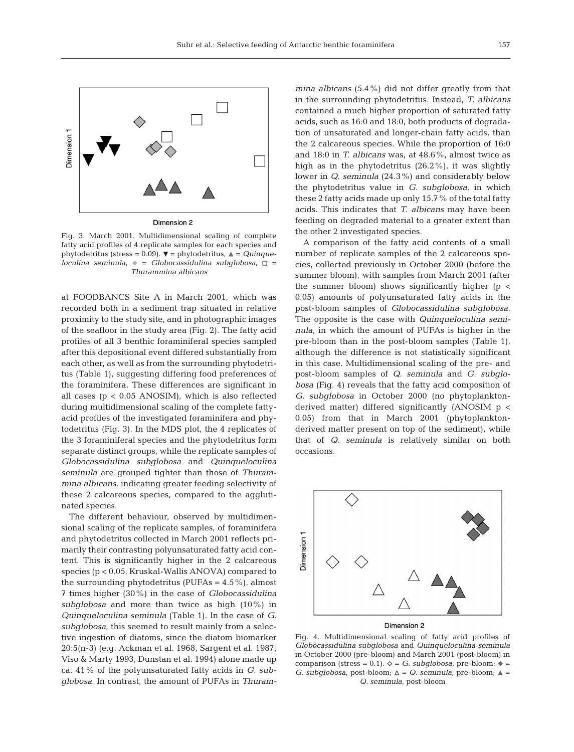Fig. 3. March 2001. Multidimensional scaling of complete fatty acid profiles of 4 replicate samples for each species and phytodetritus (stress = 0.09). ▼ = phytodetritus, ▲ = *Quinqueloculina seminula*, ◆ = *Globocassidulina subglobosa*, □ = *Thurammina albicans*

at FOODBANCS Site A in March 2001, which was recorded both in a sediment trap situated in relative proximity to the study site, and in photographic images of the seafloor in the study area (Fig. 2). The fatty acid profiles of all 3 benthic foraminiferal species sampled after this depositional event differed substantially from each other, as well as from the surrounding phytodetritus (Table 1), suggesting differing food preferences of the foraminifera. These differences are significant in all cases ($p < 0.05$ ANOSIM), which is also reflected during multidimensional scaling of the complete fatty-acid profiles of the investigated foraminifera and phytodetritus (Fig. 3). In the MDS plot, the 4 replicates of the 3 foraminiferal species and the phytodetritus form separate distinct groups, while the replicate samples of *Globocassidulina subglobosa* and *Quinqueloculina seminula* are grouped tighter than those of *Thurammina albicans*, indicating greater feeding selectivity of these 2 calcareous species, compared to the agglutinated species.

The different behaviour, observed by multidimensional scaling of the replicate samples, of foraminifera and phytodetritus collected in March 2001 reflects primarily their contrasting polyunsaturated fatty acid content. This is significantly higher in the 2 calcareous species ($p < 0.05$, Kruskal-Wallis ANOVA) compared to the surrounding phytodetritus (PUFAs = 4.5%), almost 7 times higher (30%) in the case of *Globocassidulina subglobosa* and more than twice as high (10%) in *Quinqueloculina seminula* (Table 1). In the case of *G. subglobosa*, this seemed to result mainly from a selective ingestion of diatoms, since the diatom biomarker 20:5(n-3) (e.g. Ackman et al. 1968, Sargent et al. 1987, Viso & Marty 1993, Dunstan et al. 1994) alone made up ca. 41% of the polyunsaturated fatty acids in *G. subglobosa*. In contrast, the amount of PUFAs in *Thurammina albicans* (5.4%) did not differ greatly from that in the surrounding phytodetritus. Instead, *T. albicans* contained a much higher proportion of saturated fatty acids, such as 16:0 and 18:0, both products of degradation of unsaturated and longer-chain fatty acids, than the 2 calcareous species. While the proportion of 16:0 and 18:0 in *T. albicans* was, at 48.6%, almost twice as high as in the phytodetritus (26.2%), it was slightly lower in *Q. seminula* (24.3%) and considerably below the phytodetritus value in *G. subglobosa*, in which these 2 fatty acids made up only 15.7% of the total fatty acids. This indicates that *T. albicans* may have been feeding on degraded material to a greater extent than the other 2 investigated species.

A comparison of the fatty acid contents of a small number of replicate samples of the 2 calcareous species, collected previously in October 2000 (before the summer bloom), with samples from March 2001 (after the summer bloom) shows significantly higher ($p < 0.05$) amounts of polyunsaturated fatty acids in the post-bloom samples of *Globocassidulina subglobosa*. The opposite is the case with *Quinqueloculina seminula*, in which the amount of PUFAs is higher in the pre-bloom than in the post-bloom samples (Table 1), although the difference is not statistically significant in this case. Multidimensional scaling of the pre- and post-bloom samples of *Q. seminula* and *G. subglobosa* (Fig. 4) reveals that the fatty acid composition of *G. subglobosa* in October 2000 (no phytoplankton-derived matter) differed significantly (ANOSIM $p < 0.05$) from that in March 2001 (phytoplankton-derived matter present on top of the sediment), while that of *Q. seminula* is relatively similar on both occasions.

Fig. 4. Multidimensional scaling of fatty acid profiles of *Globocassidulina subglobosa* and *Quinqueloculina seminula* in October 2000 (pre-bloom) and March 2001 (post-bloom) in comparison (stress = 0.1). ◇ = *G. subglobosa*, pre-bloom; ◆ = *G. subglobosa*, post-bloom; △ = *Q. seminula*, pre-bloom; ▲ = *Q. seminula*, post-bloom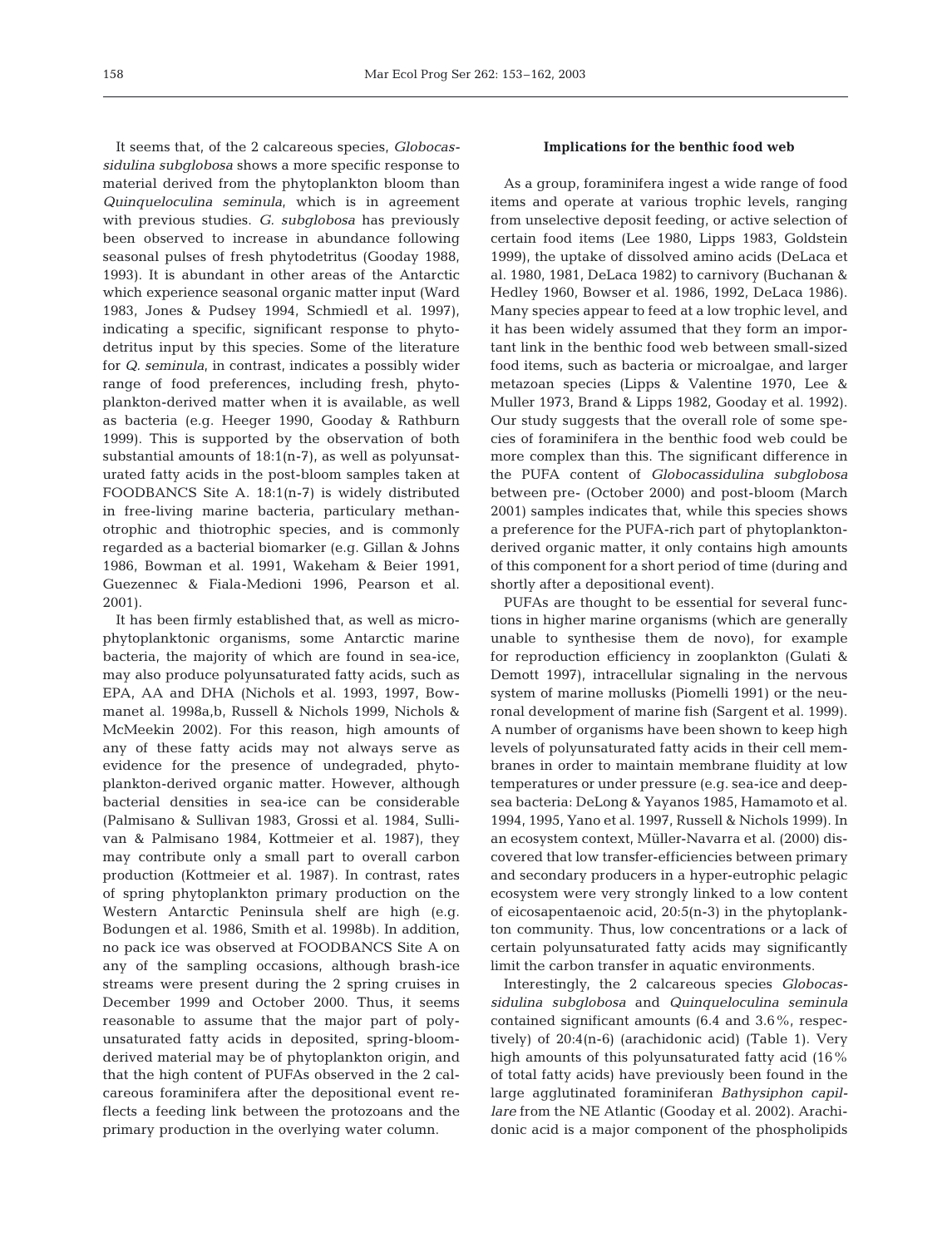It seems that, of the 2 calcareous species, *Globocassidulina subglobosa* shows a more specific response to material derived from the phytoplankton bloom than *Quinqueloculina seminula*, which is in agreement with previous studies. *G. subglobosa* has previously been observed to increase in abundance following seasonal pulses of fresh phytodetritus (Gooday 1988, 1993). It is abundant in other areas of the Antarctic which experience seasonal organic matter input (Ward 1983, Jones & Pudsey 1994, Schmiedl et al. 1997), indicating a specific, significant response to phytodetritus input by this species. Some of the literature for *Q. seminula*, in contrast, indicates a possibly wider range of food preferences, including fresh, phytoplankton-derived matter when it is available, as well as bacteria (e.g. Heeger 1990, Gooday & Rathburn 1999). This is supported by the observation of both substantial amounts of 18:1(n-7), as well as polyunsaturated fatty acids in the post-bloom samples taken at FOODBANCS Site A. 18:1(n-7) is widely distributed in free-living marine bacteria, particulary methanotrophic and thiotrophic species, and is commonly regarded as a bacterial biomarker (e.g. Gillan & Johns 1986, Bowman et al. 1991, Wakeham & Beier 1991, Guezennec & Fiala-Medioni 1996, Pearson et al. 2001).

It has been firmly established that, as well as microphytoplanktonic organisms, some Antarctic marine bacteria, the majority of which are found in sea-ice, may also produce polyunsaturated fatty acids, such as EPA, AA and DHA (Nichols et al. 1993, 1997, Bowmanet al. 1998a,b, Russell & Nichols 1999, Nichols & McMeekin 2002). For this reason, high amounts of any of these fatty acids may not always serve as evidence for the presence of undegraded, phytoplankton-derived organic matter. However, although bacterial densities in sea-ice can be considerable (Palmisano & Sullivan 1983, Grossi et al. 1984, Sullivan & Palmisano 1984, Kottmeier et al. 1987), they may contribute only a small part to overall carbon production (Kottmeier et al. 1987). In contrast, rates of spring phytoplankton primary production on the Western Antarctic Peninsula shelf are high (e.g. Bodungen et al. 1986, Smith et al. 1998b). In addition, no pack ice was observed at FOODBANCS Site A on any of the sampling occasions, although brash-ice streams were present during the 2 spring cruises in December 1999 and October 2000. Thus, it seems reasonable to assume that the major part of polyunsaturated fatty acids in deposited, spring-bloom-derived material may be of phytoplankton origin, and that the high content of PUFAs observed in the 2 calcareous foraminifera after the depositional event reflects a feeding link between the protozoans and the primary production in the overlying water column.

### Implications for the benthic food web

As a group, foraminifera ingest a wide range of food items and operate at various trophic levels, ranging from unselective deposit feeding, or active selection of certain food items (Lee 1980, Lipps 1983, Goldstein 1999), the uptake of dissolved amino acids (DeLaca et al. 1980, 1981, DeLaca 1982) to carnivory (Buchanan & Hedley 1960, Bowser et al. 1986, 1992, DeLaca 1986). Many species appear to feed at a low trophic level, and it has been widely assumed that they form an important link in the benthic food web between small-sized food items, such as bacteria or microalgae, and larger metazoan species (Lipps & Valentine 1970, Lee & Muller 1973, Brand & Lipps 1982, Gooday et al. 1992). Our study suggests that the overall role of some species of foraminifera in the benthic food web could be more complex than this. The significant difference in the PUFA content of *Globocassidulina subglobosa* between pre- (October 2000) and post-bloom (March 2001) samples indicates that, while this species shows a preference for the PUFA-rich part of phytoplankton-derived organic matter, it only contains high amounts of this component for a short period of time (during and shortly after a depositional event).

PUFAs are thought to be essential for several functions in higher marine organisms (which are generally unable to synthesise them de novo), for example for reproduction efficiency in zooplankton (Gulati & Demott 1997), intracellular signaling in the nervous system of marine mollusks (Piomelli 1991) or the neuronal development of marine fish (Sargent et al. 1999). A number of organisms have been shown to keep high levels of polyunsaturated fatty acids in their cell membranes in order to maintain membrane fluidity at low temperatures or under pressure (e.g. sea-ice and deep-sea bacteria: DeLong & Yayanos 1985, Hamamoto et al. 1994, 1995, Yano et al. 1997, Russell & Nichols 1999). In an ecosystem context, Müller-Navarra et al. (2000) discovered that low transfer-efficiencies between primary and secondary producers in a hyper-eutrophic pelagic ecosystem were very strongly linked to a low content of eicosapentaenoic acid, 20:5(n-3) in the phytoplankton community. Thus, low concentrations or a lack of certain polyunsaturated fatty acids may significantly limit the carbon transfer in aquatic environments.

Interestingly, the 2 calcareous species *Globocassidulina subglobosa* and *Quinqueloculina seminula* contained significant amounts (6.4 and 3.6%, respectively) of 20:4(n-6) (arachidonic acid) (Table 1). Very high amounts of this polyunsaturated fatty acid (16% of total fatty acids) have previously been found in the large agglutinated foraminiferan *Bathysiphon capillare* from the NE Atlantic (Gooday et al. 2002). Arachidonic acid is a major component of the phospholipids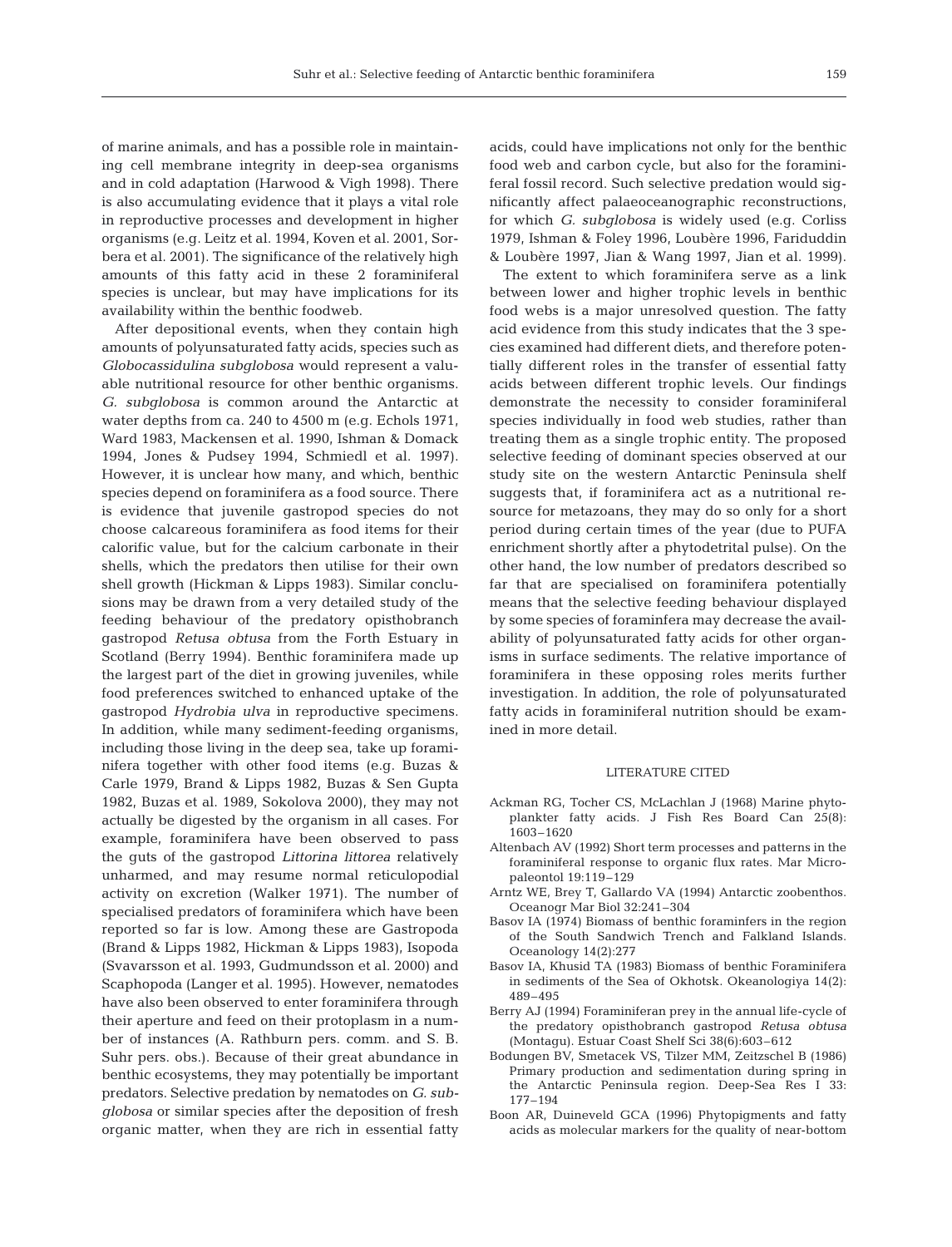of marine animals, and has a possible role in maintaining cell membrane integrity in deep-sea organisms and in cold adaptation (Harwood & Vigh 1998). There is also accumulating evidence that it plays a vital role in reproductive processes and development in higher organisms (e.g. Leitz et al. 1994, Koven et al. 2001, Sorbera et al. 2001). The significance of the relatively high amounts of this fatty acid in these 2 foraminiferal species is unclear, but may have implications for its availability within the benthic foodweb.

After depositional events, when they contain high amounts of polyunsaturated fatty acids, species such as *Globocassidulina subglobosa* would represent a valuable nutritional resource for other benthic organisms. *G. subglobosa* is common around the Antarctic at water depths from ca. 240 to 4500 m (e.g. Echols 1971, Ward 1983, Mackensen et al. 1990, Ishman & Domack 1994, Jones & Pudsey 1994, Schmiedl et al. 1997). However, it is unclear how many, and which, benthic species depend on foraminifera as a food source. There is evidence that juvenile gastropod species do not choose calcareous foraminifera as food items for their calorific value, but for the calcium carbonate in their shells, which the predators then utilise for their own shell growth (Hickman & Lipps 1983). Similar conclusions may be drawn from a very detailed study of the feeding behaviour of the predatory opisthobranch gastropod *Retusa obtusa* from the Forth Estuary in Scotland (Berry 1994). Benthic foraminifera made up the largest part of the diet in growing juveniles, while food preferences switched to enhanced uptake of the gastropod *Hydrobia ulva* in reproductive specimens. In addition, while many sediment-feeding organisms, including those living in the deep sea, take up foraminifera together with other food items (e.g. Buzas & Carle 1979, Brand & Lipps 1982, Buzas & Sen Gupta 1982, Buzas et al. 1989, Sokolova 2000), they may not actually be digested by the organism in all cases. For example, foraminifera have been observed to pass the guts of the gastropod *Littorina littorea* relatively unharmed, and may resume normal reticulopodial activity on excretion (Walker 1971). The number of specialised predators of foraminifera which have been reported so far is low. Among these are Gastropoda (Brand & Lipps 1982, Hickman & Lipps 1983), Isopoda (Svavarsson et al. 1993, Gudmundsson et al. 2000) and Scaphopoda (Langer et al. 1995). However, nematodes have also been observed to enter foraminifera through their aperture and feed on their protoplasm in a number of instances (A. Rathburn pers. comm. and S. B. Suhr pers. obs.). Because of their great abundance in benthic ecosystems, they may potentially be important predators. Selective predation by nematodes on *G. subglobosa* or similar species after the deposition of fresh organic matter, when they are rich in essential fatty acids, could have implications not only for the benthic food web and carbon cycle, but also for the foraminiferal fossil record. Such selective predation would significantly affect palaeoceanographic reconstructions, for which *G. subglobosa* is widely used (e.g. Corliss 1979, Ishman & Foley 1996, Loubère 1996, Fariduddin & Loubère 1997, Jian & Wang 1997, Jian et al. 1999).

The extent to which foraminifera serve as a link between lower and higher trophic levels in benthic food webs is a major unresolved question. The fatty acid evidence from this study indicates that the 3 species examined had different diets, and therefore potentially different roles in the transfer of essential fatty acids between different trophic levels. Our findings demonstrate the necessity to consider foraminiferal species individually in food web studies, rather than treating them as a single trophic entity. The proposed selective feeding of dominant species observed at our study site on the western Antarctic Peninsula shelf suggests that, if foraminifera act as a nutritional resource for metazoans, they may do so only for a short period during certain times of the year (due to PUFA enrichment shortly after a phytodetrital pulse). On the other hand, the low number of predators described so far that are specialised on foraminifera potentially means that the selective feeding behaviour displayed by some species of foraminfera may decrease the availability of polyunsaturated fatty acids for other organisms in surface sediments. The relative importance of foraminifera in these opposing roles merits further investigation. In addition, the role of polyunsaturated fatty acids in foraminiferal nutrition should be examined in more detail.

## LITERATURE CITED

- Ackman RG, Tocher CS, McLachlan J (1968) Marine phytoplankter fatty acids. J Fish Res Board Can 25(8): 1603–1620
- Altenbach AV (1992) Short term processes and patterns in the foraminiferal response to organic flux rates. Mar Micropaleontol 19:119–129
- Arntz WE, Brey T, Gallardo VA (1994) Antarctic zoobenthos. Oceanogr Mar Biol 32:241–304
- Basov IA (1974) Biomass of benthic foraminfers in the region of the South Sandwich Trench and Falkland Islands. Oceanology 14(2):277
- Basov IA, Khusid TA (1983) Biomass of benthic Foraminifera in sediments of the Sea of Okhotsk. Okeanologiya 14(2): 489–495
- Berry AJ (1994) Foraminiferan prey in the annual life-cycle of the predatory opisthobranch gastropod *Retusa obtusa* (Montagu). Estuar Coast Shelf Sci 38(6):603–612
- Bodungen BV, Smetacek VS, Tilzer MM, Zeitzschel B (1986) Primary production and sedimentation during spring in the Antarctic Peninsula region. Deep-Sea Res I 33: 177–194
- Boon AR, Duineveld GCA (1996) Phytopigments and fatty acids as molecular markers for the quality of near-bottom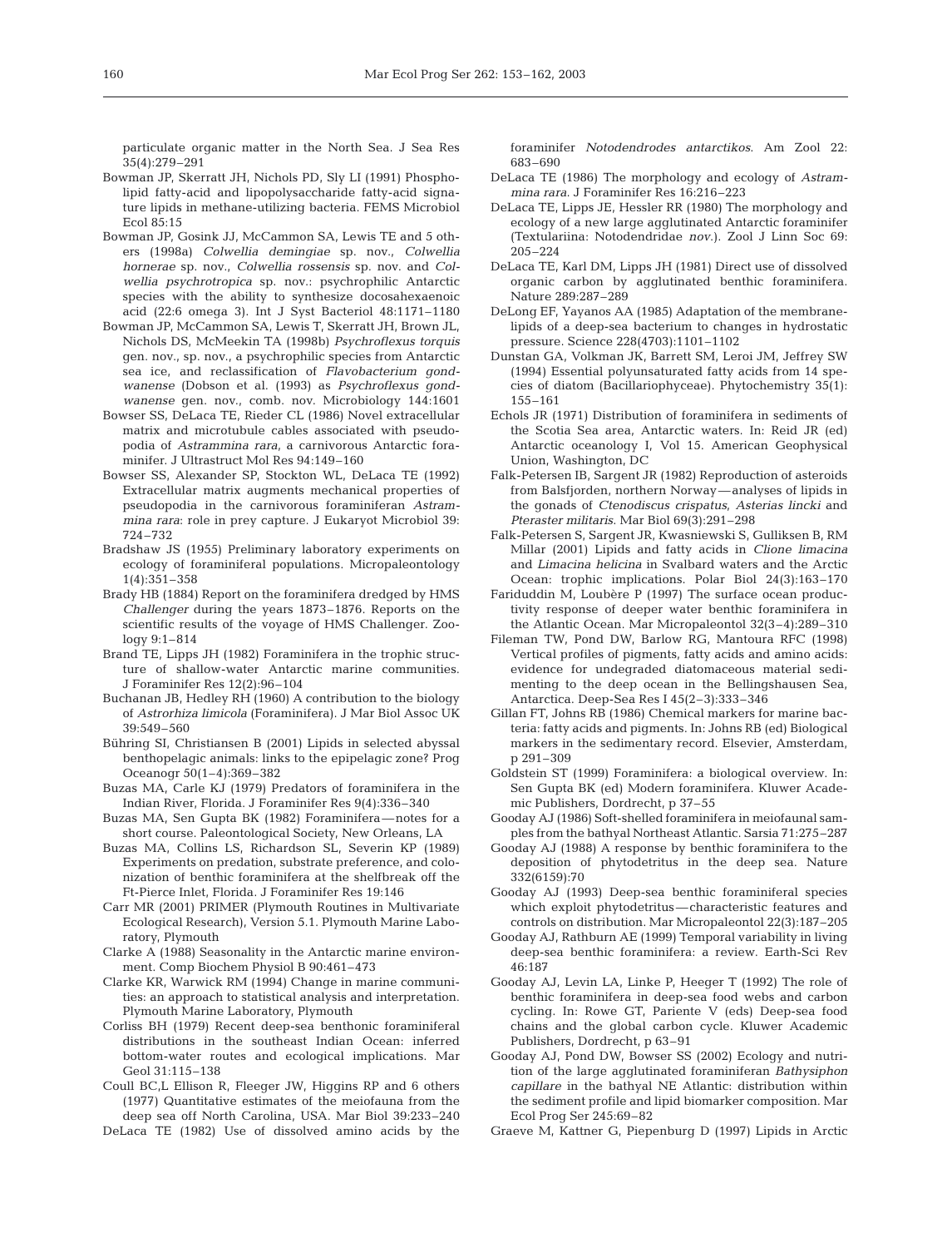particulate organic matter in the North Sea. J Sea Res 35(4):279–291

Bowman JP, Skerratt JH, Nichols PD, Sly LI (1991) Phospholipid fatty-acid and lipopolysaccharide fatty-acid signature lipids in methane-utilizing bacteria. FEMS Microbiol Ecol 85:15

Bowman JP, Gosink JJ, McCammon SA, Lewis TE and 5 others (1998a) *Colwellia demingiae* sp. nov., *Colwellia hornerae* sp. nov., *Colwellia rossensis* sp. nov. and *Colwellia psychrotropica* sp. nov.: psychrophilic Antarctic species with the ability to synthesize docosahexaenoic acid (22:6 omega 3). Int J Syst Bacteriol 48:1171–1180

Bowman JP, McCammon SA, Lewis T, Skerratt JH, Brown JL, Nichols DS, McMeekin TA (1998b) *Psychroflexus torquis* gen. nov., sp. nov., a psychrophilic species from Antarctic sea ice, and reclassification of *Flavobacterium gondwanense* (Dobson et al. (1993) as *Psychroflexus gondwanense* gen. nov., comb. nov. Microbiology 144:1601

Bowser SS, DeLaca TE, Rieder CL (1986) Novel extracellular matrix and microtubule cables associated with pseudopodia of *Astrammina rara*, a carnivorous Antarctic foraminifer. J Ultrastruct Mol Res 94:149–160

Bowser SS, Alexander SP, Stockton WL, DeLaca TE (1992) Extracellular matrix augments mechanical properties of pseudopodia in the carnivorous foraminiferan *Astrammina rara*: role in prey capture. J Eukaryot Microbiol 39: 724–732

Bradshaw JS (1955) Preliminary laboratory experiments on ecology of foraminiferal populations. Micropaleontology 1(4):351–358

Brady HB (1884) Report on the foraminifera dredged by HMS *Challenger* during the years 1873–1876. Reports on the scientific results of the voyage of HMS Challenger. Zoology 9:1–814

Brand TE, Lipps JH (1982) Foraminifera in the trophic structure of shallow-water Antarctic marine communities. J Foraminifer Res 12(2):96–104

Buchanan JB, Hedley RH (1960) A contribution to the biology of *Astrorhiza limicola* (Foraminifera). J Mar Biol Assoc UK 39:549–560

Bühring SI, Christiansen B (2001) Lipids in selected abyssal benthopelagic animals: links to the epipelagic zone? Prog Oceanogr 50(1–4):369–382

Buzas MA, Carle KJ (1979) Predators of foraminifera in the Indian River, Florida. J Foraminifer Res 9(4):336–340

Buzas MA, Sen Gupta BK (1982) Foraminifera—notes for a short course. Paleontological Society, New Orleans, LA

Buzas MA, Collins LS, Richardson SL, Severin KP (1989) Experiments on predation, substrate preference, and colonization of benthic foraminifera at the shelfbreak off the Ft-Pierce Inlet, Florida. J Foraminifer Res 19:146

Carr MR (2001) PRIMER (Plymouth Routines in Multivariate Ecological Research), Version 5.1. Plymouth Marine Laboratory, Plymouth

Clarke A (1988) Seasonality in the Antarctic marine environment. Comp Biochem Physiol B 90:461–473

Clarke KR, Warwick RM (1994) Change in marine communities: an approach to statistical analysis and interpretation. Plymouth Marine Laboratory, Plymouth

Corliss BH (1979) Recent deep-sea benthonic foraminiferal distributions in the southeast Indian Ocean: inferred bottom-water routes and ecological implications. Mar Geol 31:115–138

Coull BC,L Ellison R, Fleeger JW, Higgins RP and 6 others (1977) Quantitative estimates of the meiofauna from the deep sea off North Carolina, USA. Mar Biol 39:233–240

DeLaca TE (1982) Use of dissolved amino acids by the foraminifer *Notodendrodes antarctikos*. Am Zool 22: 683–690

DeLaca TE (1986) The morphology and ecology of *Astrammina rara*. J Foraminifer Res 16:216–223

DeLaca TE, Lipps JE, Hessler RR (1980) The morphology and ecology of a new large agglutinated Antarctic foraminifer (Textulariina: Notodendridae *nov.*). Zool J Linn Soc 69: 205–224

DeLaca TE, Karl DM, Lipps JH (1981) Direct use of dissolved organic carbon by agglutinated benthic foraminifera. Nature 289:287–289

DeLong EF, Yayanos AA (1985) Adaptation of the membrane-lipids of a deep-sea bacterium to changes in hydrostatic pressure. Science 228(4703):1101–1102

Dunstan GA, Volkman JK, Barrett SM, Leroi JM, Jeffrey SW (1994) Essential polyunsaturated fatty acids from 14 species of diatom (Bacillariophyceae). Phytochemistry 35(1): 155–161

Echols JR (1971) Distribution of foraminifera in sediments of the Scotia Sea area, Antarctic waters. In: Reid JR (ed) Antarctic oceanology I, Vol 15. American Geophysical Union, Washington, DC

Falk-Petersen IB, Sargent JR (1982) Reproduction of asteroids from Balsfjorden, northern Norway—analyses of lipids in the gonads of *Ctenodiscus crispatus*, *Asterias lincki* and *Pteraster militaris*. Mar Biol 69(3):291–298

Falk-Petersen S, Sargent JR, Kwasniewski S, Gulliksen B, RM Millar (2001) Lipids and fatty acids in *Clione limacina* and *Limacina helicina* in Svalbard waters and the Arctic Ocean: trophic implications. Polar Biol 24(3):163–170

Fariduddin M, Loubère P (1997) The surface ocean productivity response of deeper water benthic foraminifera in the Atlantic Ocean. Mar Micropaleontol 32(3–4):289–310

Fileman TW, Pond DW, Barlow RG, Mantoura RFC (1998) Vertical profiles of pigments, fatty acids and amino acids: evidence for undegraded diatomaceous material sedimenting to the deep ocean in the Bellingshausen Sea, Antarctica. Deep-Sea Res I 45(2–3):333–346

Gillan FT, Johns RB (1986) Chemical markers for marine bacteria: fatty acids and pigments. In: Johns RB (ed) Biological markers in the sedimentary record. Elsevier, Amsterdam, p 291–309

Goldstein ST (1999) Foraminifera: a biological overview. In: Sen Gupta BK (ed) Modern foraminifera. Kluwer Academic Publishers, Dordrecht, p 37–55

Gooday AJ (1986) Soft-shelled foraminifera in meiofaunal samples from the bathyal Northeast Atlantic. Sarsia 71:275–287

Gooday AJ (1988) A response by benthic foraminifera to the deposition of phytodetritus in the deep sea. Nature 332(6159):70

Gooday AJ (1993) Deep-sea benthic foraminiferal species which exploit phytodetritus—characteristic features and controls on distribution. Mar Micropaleontol 22(3):187–205

Gooday AJ, Rathburn AE (1999) Temporal variability in living deep-sea benthic foraminifera: a review. Earth-Sci Rev 46:187

Gooday AJ, Levin LA, Linke P, Heeger T (1992) The role of benthic foraminifera in deep-sea food webs and carbon cycling. In: Rowe GT, Pariente V (eds) Deep-sea food chains and the global carbon cycle. Kluwer Academic Publishers, Dordrecht, p 63–91

Gooday AJ, Pond DW, Bowser SS (2002) Ecology and nutrition of the large agglutinated foraminiferan *Bathysiphon capillare* in the bathyal NE Atlantic: distribution within the sediment profile and lipid biomarker composition. Mar Ecol Prog Ser 245:69–82

Graeve M, Kattner G, Piepenburg D (1997) Lipids in Arctic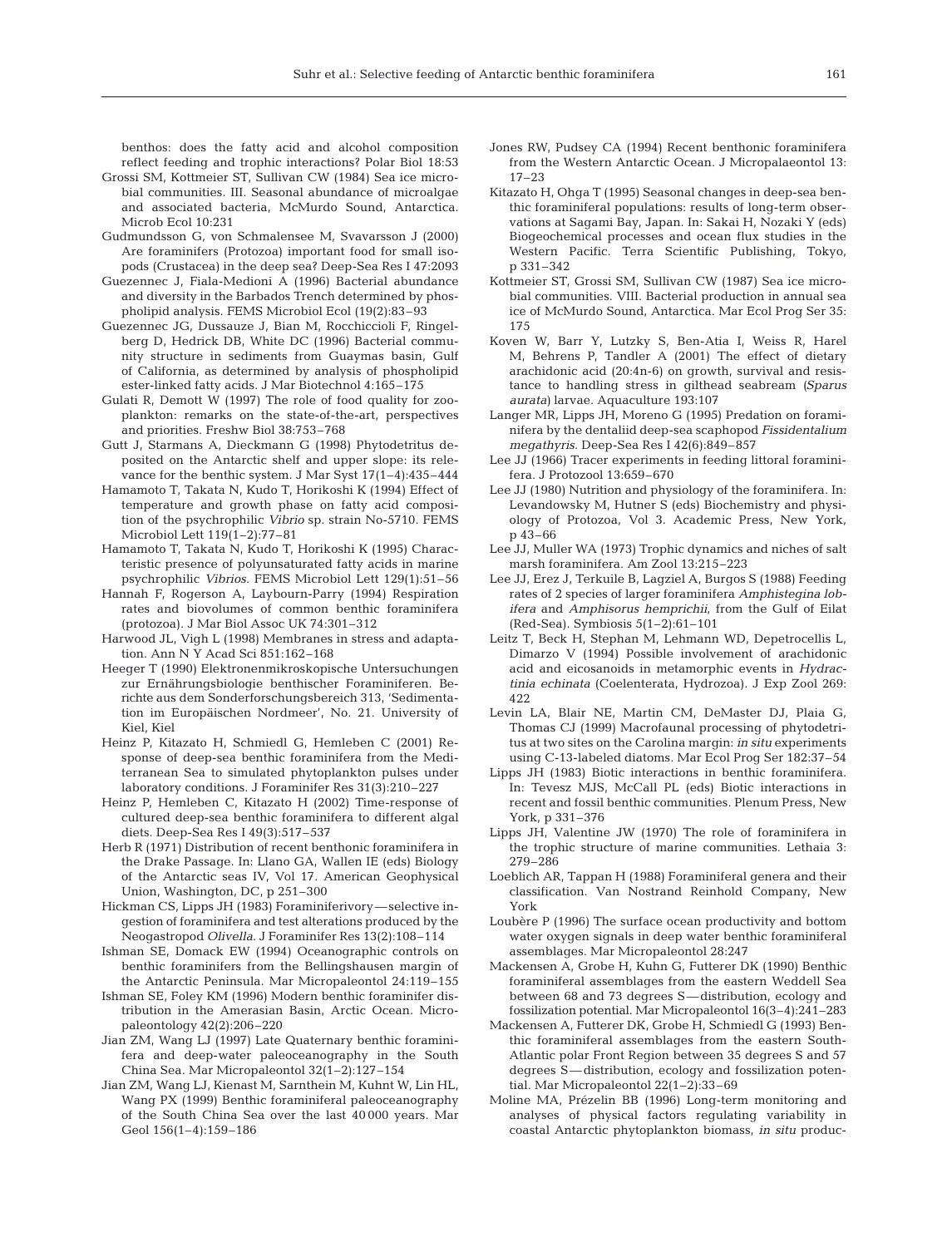benthos: does the fatty acid and alcohol composition reflect feeding and trophic interactions? Polar Biol 18:53

Grossi SM, Kottmeier ST, Sullivan CW (1984) Sea ice microbial communities. III. Seasonal abundance of microalgae and associated bacteria, McMurdo Sound, Antarctica. Microb Ecol 10:231

Gudmundsson G, von Schmalensee M, Svavarsson J (2000) Are foraminifers (Protozoa) important food for small isopods (Crustacea) in the deep sea? Deep-Sea Res I 47:2093

Guezennec J, Fiala-Medioni A (1996) Bacterial abundance and diversity in the Barbados Trench determined by phospholipid analysis. FEMS Microbiol Ecol (19(2):83–93

Guezennec JG, Dussauze J, Bian M, Rocchiccioli F, Ringelberg D, Hedrick DB, White DC (1996) Bacterial community structure in sediments from Guaymas basin, Gulf of California, as determined by analysis of phospholipid ester-linked fatty acids. J Mar Biotechnol 4:165–175

Gulati R, Demott W (1997) The role of food quality for zooplankton: remarks on the state-of-the-art, perspectives and priorities. Freshw Biol 38:753–768

Gutt J, Starmans A, Dieckmann G (1998) Phytodetritus deposited on the Antarctic shelf and upper slope: its relevance for the benthic system. J Mar Syst 17(1–4):435–444

Hamamoto T, Takata N, Kudo T, Horikoshi K (1994) Effect of temperature and growth phase on fatty acid composition of the psychrophilic *Vibrio* sp. strain No-5710. FEMS Microbiol Lett 119(1–2):77–81

Hamamoto T, Takata N, Kudo T, Horikoshi K (1995) Characteristic presence of polyunsaturated fatty acids in marine psychrophilic *Vibrios*. FEMS Microbiol Lett 129(1):51–56

Hannah F, Rogerson A, Laybourn-Parry (1994) Respiration rates and biovolumes of common benthic foraminifera (protozoa). J Mar Biol Assoc UK 74:301–312

Harwood JL, Vigh L (1998) Membranes in stress and adaptation. Ann N Y Acad Sci 851:162–168

Heeger T (1990) Elektronenmikroskopische Untersuchungen zur Ernährungsbiologie benthischer Foraminiferen. Berichte aus dem Sonderforschungsbereich 313, 'Sedimentation im Europäischen Nordmeer', No. 21. University of Kiel, Kiel

Heinz P, Kitazato H, Schmiedl G, Hemleben C (2001) Response of deep-sea benthic foraminifera from the Mediterranean Sea to simulated phytoplankton pulses under laboratory conditions. J Foraminifer Res 31(3):210–227

Heinz P, Hemleben C, Kitazato H (2002) Time-response of cultured deep-sea benthic foraminifera to different algal diets. Deep-Sea Res I 49(3):517–537

Herb R (1971) Distribution of recent benthonic foraminifera in the Drake Passage. In: Llano GA, Wallen IE (eds) Biology of the Antarctic seas IV, Vol 17. American Geophysical Union, Washington, DC, p 251–300

Hickman CS, Lipps JH (1983) Foraminiferivory—selective ingestion of foraminifera and test alterations produced by the Neogastropod *Olivella*. J Foraminifer Res 13(2):108–114

Ishman SE, Domack EW (1994) Oceanographic controls on benthic foraminifers from the Bellingshausen margin of the Antarctic Peninsula. Mar Micropaleontol 24:119–155

Ishman SE, Foley KM (1996) Modern benthic foraminifer distribution in the Amerasian Basin, Arctic Ocean. Micropaleontology 42(2):206–220

Jian ZM, Wang LJ (1997) Late Quaternary benthic foraminifera and deep-water paleoceanography in the South China Sea. Mar Micropaleontol 32(1–2):127–154

Jian ZM, Wang LJ, Kienast M, Sarnthein M, Kuhnt W, Lin HL, Wang PX (1999) Benthic foraminiferal paleoceanography of the South China Sea over the last 40 000 years. Mar Geol 156(1–4):159–186

Jones RW, Pudsey CA (1994) Recent benthonic foraminifera from the Western Antarctic Ocean. J Micropalaeontol 13: 17–23

Kitazato H, Ohga T (1995) Seasonal changes in deep-sea benthic foraminiferal populations: results of long-term observations at Sagami Bay, Japan. In: Sakai H, Nozaki Y (eds) Biogeochemical processes and ocean flux studies in the Western Pacific. Terra Scientific Publishing, Tokyo, p 331–342

Kottmeier ST, Grossi SM, Sullivan CW (1987) Sea ice microbial communities. VIII. Bacterial production in annual sea ice of McMurdo Sound, Antarctica. Mar Ecol Prog Ser 35: 175

Koven W, Barr Y, Lutzky S, Ben-Atia I, Weiss R, Harel M, Behrens P, Tandler A (2001) The effect of dietary arachidonic acid (20:4n-6) on growth, survival and resistance to handling stress in gilthead seabream (*Sparus aurata*) larvae. Aquaculture 193:107

Langer MR, Lipps JH, Moreno G (1995) Predation on foraminifera by the dentaliid deep-sea scaphopod *Fissidentalium megathyris*. Deep-Sea Res I 42(6):849–857

Lee JJ (1966) Tracer experiments in feeding littoral foraminifera. J Protozool 13:659–670

Lee JJ (1980) Nutrition and physiology of the foraminifera. In: Levandowsky M, Hutner S (eds) Biochemistry and physiology of Protozoa, Vol 3. Academic Press, New York, p 43–66

Lee JJ, Muller WA (1973) Trophic dynamics and niches of salt marsh foraminifera. Am Zool 13:215–223

Lee JJ, Erez J, Terkuile B, Lagziel A, Burgos S (1988) Feeding rates of 2 species of larger foraminifera *Amphistegina lobifera* and *Amphisorus hemprichii*, from the Gulf of Eilat (Red-Sea). Symbiosis 5(1–2):61–101

Leitz T, Beck H, Stephan M, Lehmann WD, Depetrocellis L, Dimarzo V (1994) Possible involvement of arachidonic acid and eicosanoids in metamorphic events in *Hydractinia echinata* (Coelenterata, Hydrozoa). J Exp Zool 269: 422

Levin LA, Blair NE, Martin CM, DeMaster DJ, Plaia G, Thomas CJ (1999) Macrofaunal processing of phytodetritus at two sites on the Carolina margin: *in situ* experiments using C-13-labeled diatoms. Mar Ecol Prog Ser 182:37–54

Lipps JH (1983) Biotic interactions in benthic foraminifera. In: Tevesz MJS, McCall PL (eds) Biotic interactions in recent and fossil benthic communities. Plenum Press, New York, p 331–376

Lipps JH, Valentine JW (1970) The role of foraminifera in the trophic structure of marine communities. Lethaia 3: 279–286

Loeblich AR, Tappan H (1988) Foraminiferal genera and their classification. Van Nostrand Reinhold Company, New York

Loubère P (1996) The surface ocean productivity and bottom water oxygen signals in deep water benthic foraminiferal assemblages. Mar Micropaleontol 28:247

Mackensen A, Grobe H, Kuhn G, Futterer DK (1990) Benthic foraminiferal assemblages from the eastern Weddell Sea between 68 and 73 degrees S—distribution, ecology and fossilization potential. Mar Micropaleontol 16(3–4):241–283

Mackensen A, Futterer DK, Grobe H, Schmiedl G (1993) Benthic foraminiferal assemblages from the eastern South-Atlantic polar Front Region between 35 degrees S and 57 degrees S—distribution, ecology and fossilization potential. Mar Micropaleontol 22(1–2):33–69

Moline MA, Prézelin BB (1996) Long-term monitoring and analyses of physical factors regulating variability in coastal Antarctic phytoplankton biomass, *in situ* produc-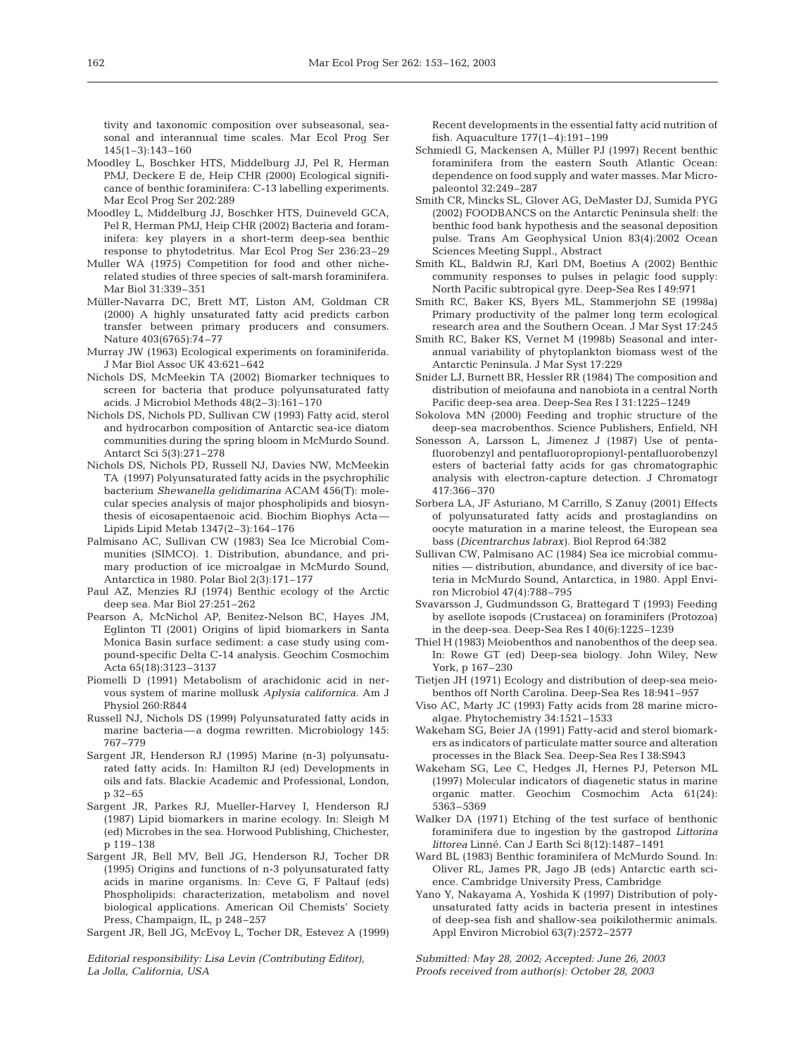tivity and taxonomic composition over subseasonal, seasonal and interannual time scales. Mar Ecol Prog Ser 145(1–3):143–160

Moodley L, Boschker HTS, Middelburg JJ, Pel R, Herman PMJ, Deckere E de, Heip CHR (2000) Ecological significance of benthic foraminifera: C-13 labelling experiments. Mar Ecol Prog Ser 202:289

Moodley L, Middelburg JJ, Boschker HTS, Duineveld GCA, Pel R, Herman PMJ, Heip CHR (2002) Bacteria and foraminifera: key players in a short-term deep-sea benthic response to phytodetritus. Mar Ecol Prog Ser 236:23–29

Muller WA (1975) Competition for food and other niche-related studies of three species of salt-marsh foraminifera. Mar Biol 31:339–351

Müller-Navarra DC, Brett MT, Liston AM, Goldman CR (2000) A highly unsaturated fatty acid predicts carbon transfer between primary producers and consumers. Nature 403(6765):74–77

Murray JW (1963) Ecological experiments on foraminiferida. J Mar Biol Assoc UK 43:621–642

Nichols DS, McMeekin TA (2002) Biomarker techniques to screen for bacteria that produce polyunsaturated fatty acids. J Microbiol Methods 48(2–3):161–170

Nichols DS, Nichols PD, Sullivan CW (1993) Fatty acid, sterol and hydrocarbon composition of Antarctic sea-ice diatom communities during the spring bloom in McMurdo Sound. Antarct Sci 5(3):271–278

Nichols DS, Nichols PD, Russell NJ, Davies NW, McMeekin TA (1997) Polyunsaturated fatty acids in the psychrophilic bacterium *Shewanella gelidimarina* ACAM 456(T): molecular species analysis of major phospholipids and biosynthesis of eicosapentaenoic acid. Biochim Biophys Acta—Lipids Lipid Metab 1347(2–3):164–176

Palmisano AC, Sullivan CW (1983) Sea Ice Microbial Communities (SIMCO). 1. Distribution, abundance, and primary production of ice microalgae in McMurdo Sound, Antarctica in 1980. Polar Biol 2(3):171–177

Paul AZ, Menzies RJ (1974) Benthic ecology of the Arctic deep sea. Mar Biol 27:251–262

Pearson A, McNichol AP, Benitez-Nelson BC, Hayes JM, Eglinton TI (2001) Origins of lipid biomarkers in Santa Monica Basin surface sediment: a case study using compound-specific Delta C-14 analysis. Geochim Cosmochim Acta 65(18):3123–3137

Piomelli D (1991) Metabolism of arachidonic acid in nervous system of marine mollusk *Aplysia californica*. Am J Physiol 260:R844

Russell NJ, Nichols DS (1999) Polyunsaturated fatty acids in marine bacteria—a dogma rewritten. Microbiology 145:767–779

Sargent JR, Henderson RJ (1995) Marine (n-3) polyunsaturated fatty acids. In: Hamilton RJ (ed) Developments in oils and fats. Blackie Academic and Professional, London, p 32–65

Sargent JR, Parkes RJ, Mueller-Harvey I, Henderson RJ (1987) Lipid biomarkers in marine ecology. In: Sleigh M (ed) Microbes in the sea. Horwood Publishing, Chichester, p 119–138

Sargent JR, Bell MV, Bell JG, Henderson RJ, Tocher DR (1995) Origins and functions of n-3 polyunsaturated fatty acids in marine organisms. In: Ceve G, F Paltauf (eds) Phospholipids: characterization, metabolism and novel biological applications. American Oil Chemists' Society Press, Champaign, IL, p 248–257

Sargent JR, Bell JG, McEvoy L, Tocher DR, Estevez A (1999) Recent developments in the essential fatty acid nutrition of fish. Aquaculture 177(1–4):191–199

Schmiedl G, Mackensen A, Müller PJ (1997) Recent benthic foraminifera from the eastern South Atlantic Ocean: dependence on food supply and water masses. Mar Micropaleontol 32:249–287

Smith CR, Mincks SL, Glover AG, DeMaster DJ, Sumida PYG (2002) FOODBANCS on the Antarctic Peninsula shelf: the benthic food bank hypothesis and the seasonal deposition pulse. Trans Am Geophysical Union 83(4):2002 Ocean Sciences Meeting Suppl., Abstract

Smith KL, Baldwin RJ, Karl DM, Boetius A (2002) Benthic community responses to pulses in pelagic food supply: North Pacific subtropical gyre. Deep-Sea Res I 49:971

Smith RC, Baker KS, Byers ML, Stammerjohn SE (1998a) Primary productivity of the palmer long term ecological research area and the Southern Ocean. J Mar Syst 17:245

Smith RC, Baker KS, Vernet M (1998b) Seasonal and interannual variability of phytoplankton biomass west of the Antarctic Peninsula. J Mar Syst 17:229

Snider LJ, Burnett BR, Hessler RR (1984) The composition and distribution of meiofauna and nanobiota in a central North Pacific deep-sea area. Deep-Sea Res I 31:1225–1249

Sokolova MN (2000) Feeding and trophic structure of the deep-sea macrobenthos. Science Publishers, Enfield, NH

Sonesson A, Larsson L, Jimenez J (1987) Use of pentafluorobenzyl and pentafluoropropionyl-pentafluorobenzyl esters of bacterial fatty acids for gas chromatographic analysis with electron-capture detection. J Chromatogr 417:366–370

Sorbera LA, JF Asturiano, M Carrillo, S Zanuy (2001) Effects of polyunsaturated fatty acids and prostaglandins on oocyte maturation in a marine teleost, the European sea bass (*Dicentrarchus labrax*). Biol Reprod 64:382

Sullivan CW, Palmisano AC (1984) Sea ice microbial communities — distribution, abundance, and diversity of ice bacteria in McMurdo Sound, Antarctica, in 1980. Appl Environ Microbiol 47(4):788–795

Svavarsson J, Gudmundsson G, Brattegard T (1993) Feeding by asellote isopods (Crustacea) on foraminifers (Protozoa) in the deep-sea. Deep-Sea Res I 40(6):1225–1239

Thiel H (1983) Meiobenthos and nanobenthos of the deep sea. In: Rowe GT (ed) Deep-sea biology. John Wiley, New York, p 167–230

Tietjen JH (1971) Ecology and distribution of deep-sea meiobenthos off North Carolina. Deep-Sea Res 18:941–957

Viso AC, Marty JC (1993) Fatty acids from 28 marine microalgae. Phytochemistry 34:1521–1533

Wakeham SG, Beier JA (1991) Fatty-acid and sterol biomarkers as indicators of particulate matter source and alteration processes in the Black Sea. Deep-Sea Res I 38:S943

Wakeham SG, Lee C, Hedges JI, Hernes PJ, Peterson ML (1997) Molecular indicators of diagenetic status in marine organic matter. Geochim Cosmochim Acta 61(24):5363–5369

Walker DA (1971) Etching of the test surface of benthonic foraminifera due to ingestion by the gastropod *Littorina littorea* Linné. Can J Earth Sci 8(12):1487–1491

Ward BL (1983) Benthic foraminifera of McMurdo Sound. In: Oliver RL, James PR, Jago JB (eds) Antarctic earth science. Cambridge University Press, Cambridge

Yano Y, Nakayama A, Yoshida K (1997) Distribution of polyunsaturated fatty acids in bacteria present in intestines of deep-sea fish and shallow-sea poikilothermic animals. Appl Environ Microbiol 63(7):2572–2577

*Editorial responsibility: Lisa Levin (Contributing Editor), La Jolla, California, USA*

*Submitted: May 28, 2002; Accepted: June 26, 2003*
*Proofs received from author(s): October 28, 2003*